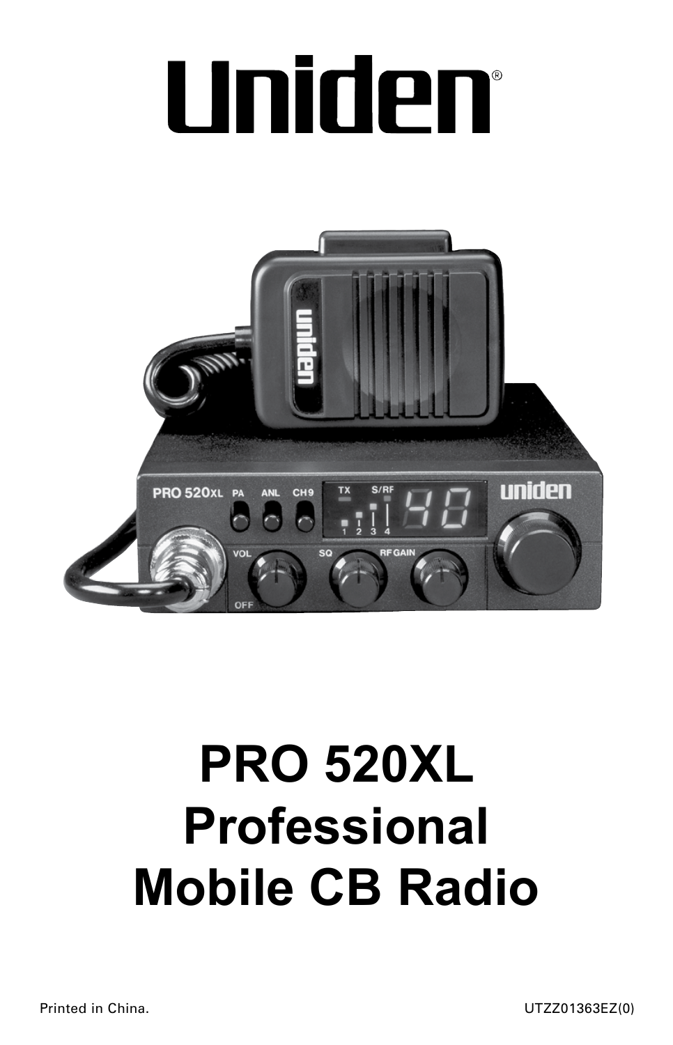# Uniden®

# PRO 520XL Professional Mobile CB Radio

Printed in China.

UTZZ01363EZ(0)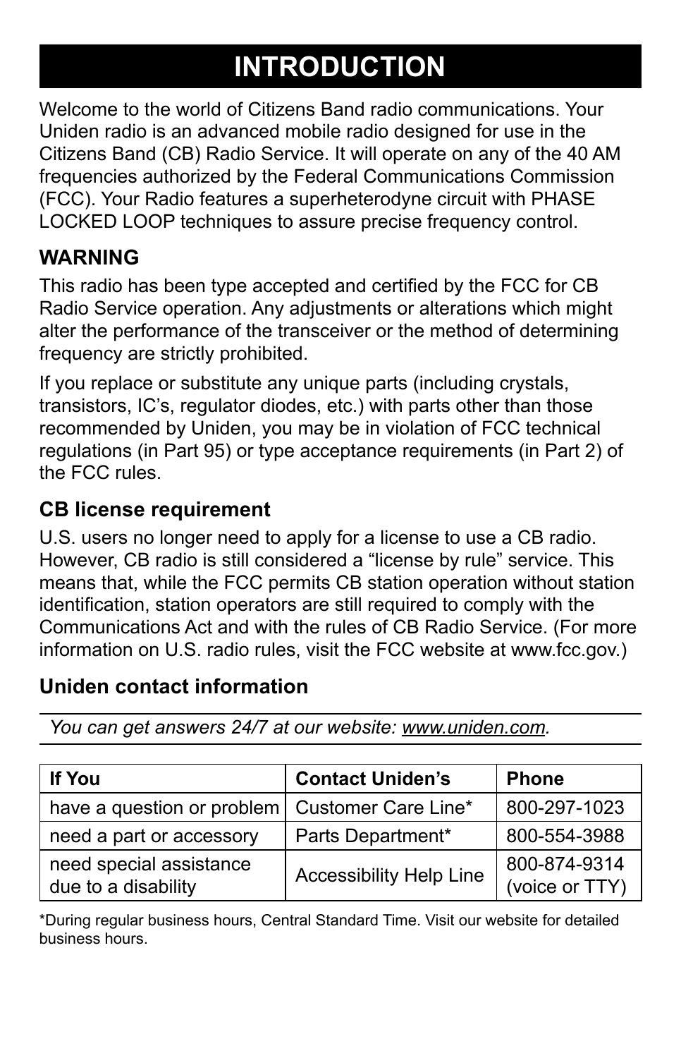# INTRODUCTION

Welcome to the world of Citizens Band radio communications. Your Uniden radio is an advanced mobile radio designed for use in the Citizens Band (CB) Radio Service. It will operate on any of the 40 AM frequencies authorized by the Federal Communications Commission (FCC). Your Radio features a superheterodyne circuit with PHASE LOCKED LOOP techniques to assure precise frequency control.

## WARNING

This radio has been type accepted and certified by the FCC for CB Radio Service operation. Any adjustments or alterations which might alter the performance of the transceiver or the method of determining frequency are strictly prohibited.

If you replace or substitute any unique parts (including crystals, transistors, IC's, regulator diodes, etc.) with parts other than those recommended by Uniden, you may be in violation of FCC technical regulations (in Part 95) or type acceptance requirements (in Part 2) of the FCC rules.

## CB license requirement

U.S. users no longer need to apply for a license to use a CB radio. However, CB radio is still considered a "license by rule" service. This means that, while the FCC permits CB station operation without station identification, station operators are still required to comply with the Communications Act and with the rules of CB Radio Service. (For more information on U.S. radio rules, visit the FCC website at www.fcc.gov.)

## Uniden contact information

*You can get answers 24/7 at our website: www.uniden.com.*

| If You | Contact Uniden's | Phone |
|---|---|---|
| have a question or problem | Customer Care Line* | 800-297-1023 |
| need a part or accessory | Parts Department* | 800-554-3988 |
| need special assistance due to a disability | Accessibility Help Line | 800-874-9314 (voice or TTY) |

*During regular business hours, Central Standard Time. Visit our website for detailed business hours.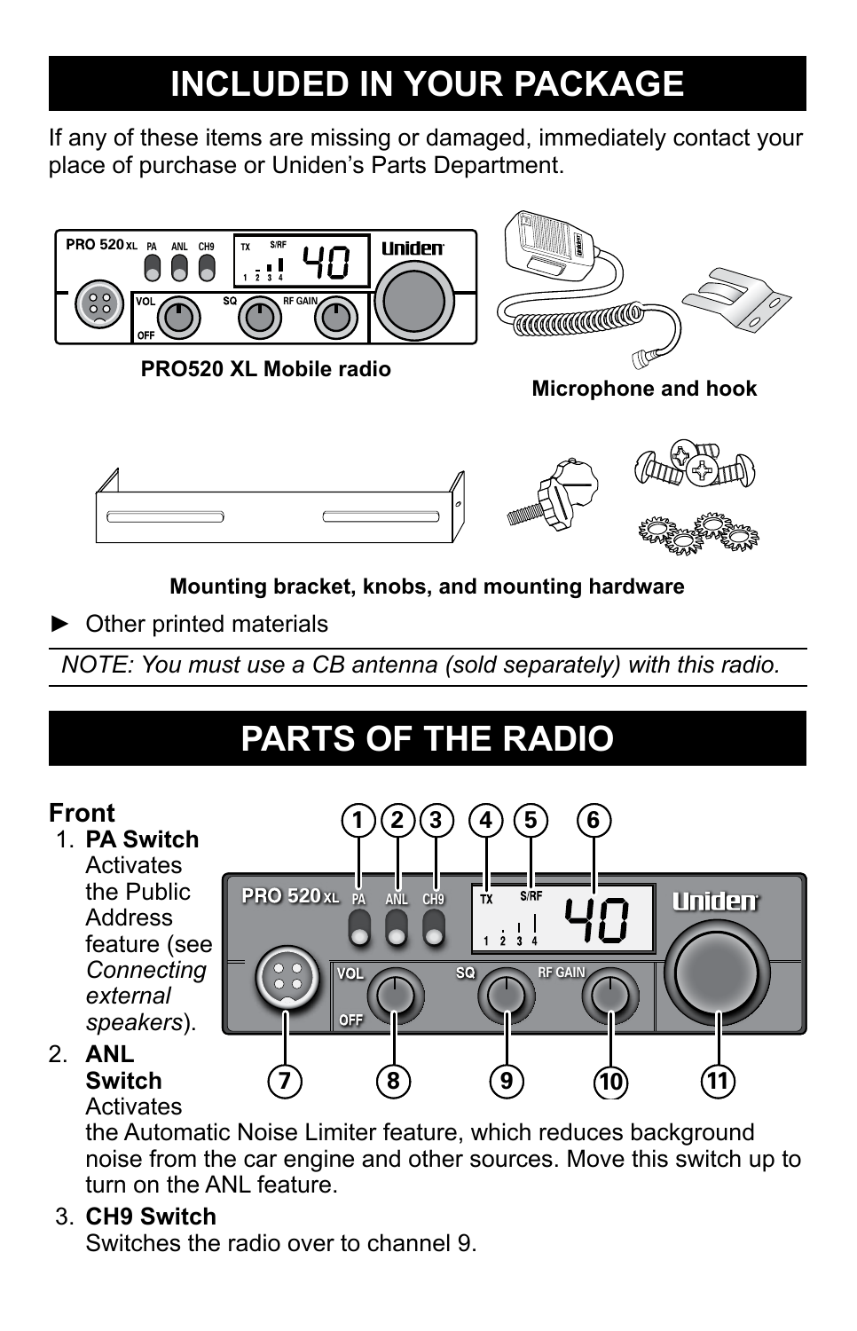# INCLUDED IN YOUR PACKAGE

If any of these items are missing or damaged, immediately contact your place of purchase or Uniden's Parts Department.

**PRO520 XL Mobile radio**

**Microphone and hook**

**Mounting bracket, knobs, and mounting hardware**

► Other printed materials

*NOTE: You must use a CB antenna (sold separately) with this radio.*

# PARTS OF THE RADIO

### Front

1. **PA Switch**
   Activates the Public Address feature (see *Connecting external speakers*).
2. **ANL Switch**
   Activates the Automatic Noise Limiter feature, which reduces background noise from the car engine and other sources. Move this switch up to turn on the ANL feature.
3. **CH9 Switch**
   Switches the radio over to channel 9.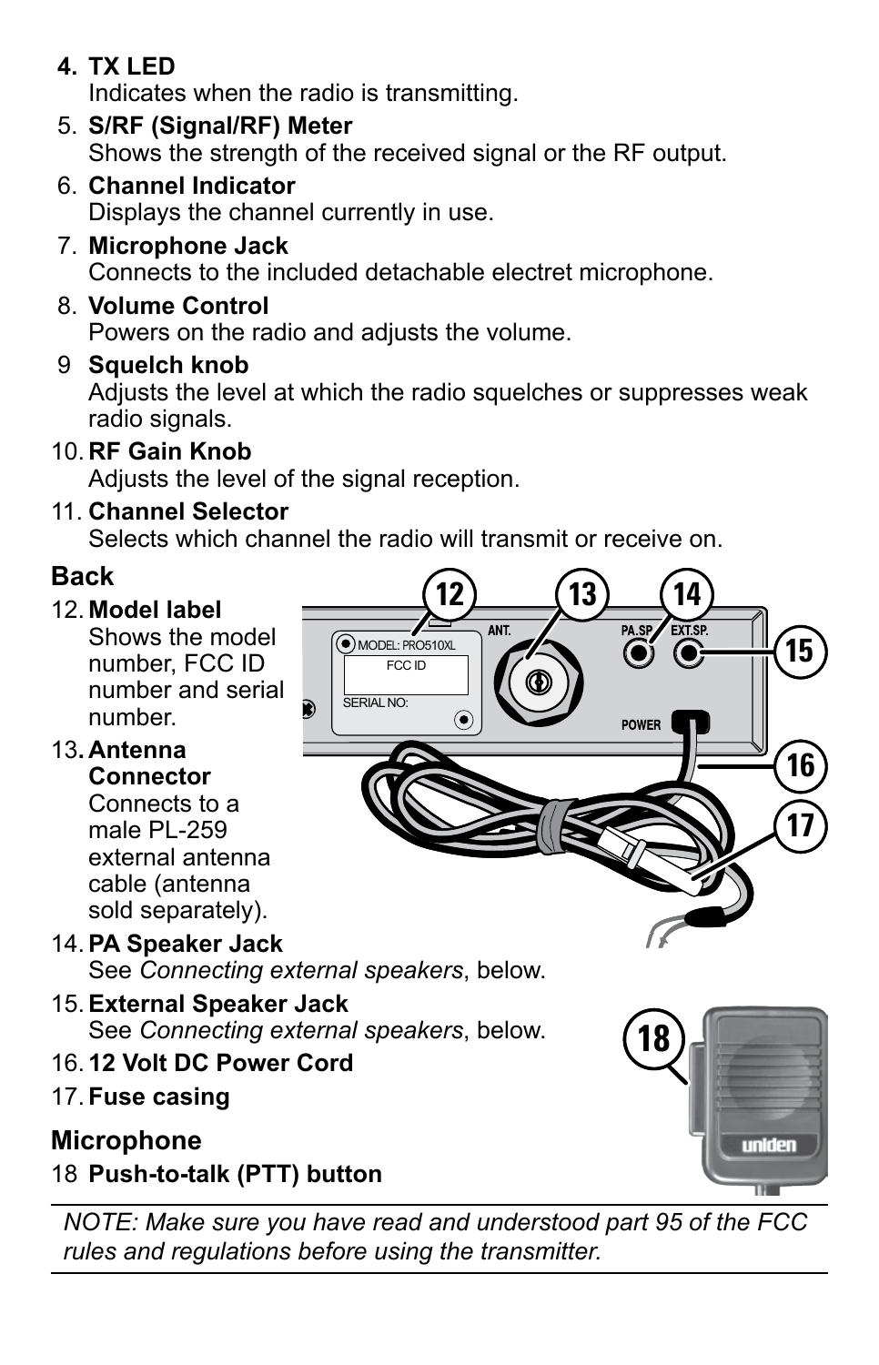4. **TX LED**
   Indicates when the radio is transmitting.
5. **S/RF (Signal/RF) Meter**
   Shows the strength of the received signal or the RF output.
6. **Channel Indicator**
   Displays the channel currently in use.
7. **Microphone Jack**
   Connects to the included detachable electret microphone.
8. **Volume Control**
   Powers on the radio and adjusts the volume.
9. **Squelch knob**
   Adjusts the level at which the radio squelches or suppresses weak radio signals.
10. **RF Gain Knob**
    Adjusts the level of the signal reception.
11. **Channel Selector**
    Selects which channel the radio will transmit or receive on.

### Back

12. **Model label**
    Shows the model number, FCC ID number and serial number.
13. **Antenna Connector**
    Connects to a male PL-259 external antenna cable (antenna sold separately).
14. **PA Speaker Jack**
    See *Connecting external speakers*, below.
15. **External Speaker Jack**
    See *Connecting external speakers*, below.
16. **12 Volt DC Power Cord**
17. **Fuse casing**

### Microphone

18. **Push-to-talk (PTT) button**

*NOTE: Make sure you have read and understood part 95 of the FCC rules and regulations before using the transmitter.*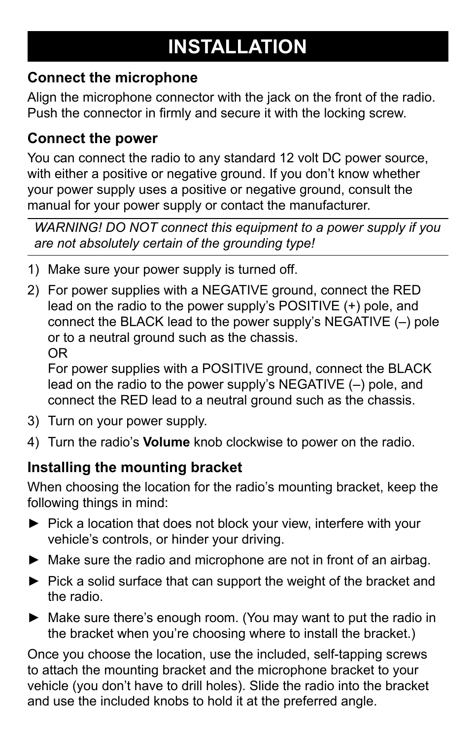# INSTALLATION

### Connect the microphone

Align the microphone connector with the jack on the front of the radio. Push the connector in firmly and secure it with the locking screw.

### Connect the power

You can connect the radio to any standard 12 volt DC power source, with either a positive or negative ground. If you don't know whether your power supply uses a positive or negative ground, consult the manual for your power supply or contact the manufacturer.

---

*WARNING! DO NOT connect this equipment to a power supply if you are not absolutely certain of the grounding type!*

---

1) Make sure your power supply is turned off.
2) For power supplies with a NEGATIVE ground, connect the RED lead on the radio to the power supply's POSITIVE (+) pole, and connect the BLACK lead to the power supply's NEGATIVE (–) pole or to a neutral ground such as the chassis.
   OR
   For power supplies with a POSITIVE ground, connect the BLACK lead on the radio to the power supply's NEGATIVE (–) pole, and connect the RED lead to a neutral ground such as the chassis.
3) Turn on your power supply.
4) Turn the radio's **Volume** knob clockwise to power on the radio.

### Installing the mounting bracket

When choosing the location for the radio's mounting bracket, keep the following things in mind:

- ► Pick a location that does not block your view, interfere with your vehicle's controls, or hinder your driving.
- ► Make sure the radio and microphone are not in front of an airbag.
- ► Pick a solid surface that can support the weight of the bracket and the radio.
- ► Make sure there's enough room. (You may want to put the radio in the bracket when you're choosing where to install the bracket.)

Once you choose the location, use the included, self-tapping screws to attach the mounting bracket and the microphone bracket to your vehicle (you don't have to drill holes). Slide the radio into the bracket and use the included knobs to hold it at the preferred angle.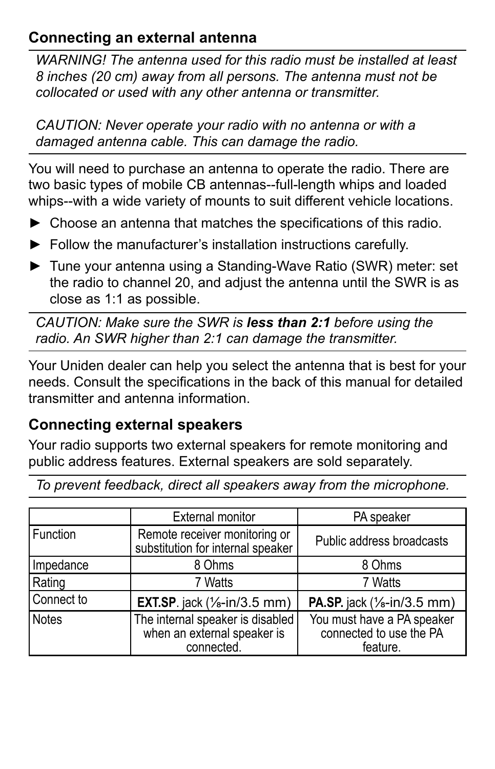### Connecting an external antenna

*WARNING! The antenna used for this radio must be installed at least 8 inches (20 cm) away from all persons. The antenna must not be collocated or used with any other antenna or transmitter.*

*CAUTION: Never operate your radio with no antenna or with a damaged antenna cable. This can damage the radio.*

You will need to purchase an antenna to operate the radio. There are two basic types of mobile CB antennas--full-length whips and loaded whips--with a wide variety of mounts to suit different vehicle locations.

- ► Choose an antenna that matches the specifications of this radio.
- ► Follow the manufacturer's installation instructions carefully.
- ► Tune your antenna using a Standing-Wave Ratio (SWR) meter: set the radio to channel 20, and adjust the antenna until the SWR is as close as 1:1 as possible.

*CAUTION: Make sure the SWR is **less than 2:1** before using the radio. An SWR higher than 2:1 can damage the transmitter.*

Your Uniden dealer can help you select the antenna that is best for your needs. Consult the specifications in the back of this manual for detailed transmitter and antenna information.

### Connecting external speakers

Your radio supports two external speakers for remote monitoring and public address features. External speakers are sold separately.

*To prevent feedback, direct all speakers away from the microphone.*

| | External monitor | PA speaker |
|---|---|---|
| Function | Remote receiver monitoring or substitution for internal speaker | Public address broadcasts |
| Impedance | 8 Ohms | 8 Ohms |
| Rating | 7 Watts | 7 Watts |
| Connect to | **EXT.SP**. jack (⅛-in/3.5 mm) | **PA.SP.** jack (⅛-in/3.5 mm) |
| Notes | The internal speaker is disabled when an external speaker is connected. | You must have a PA speaker connected to use the PA feature. |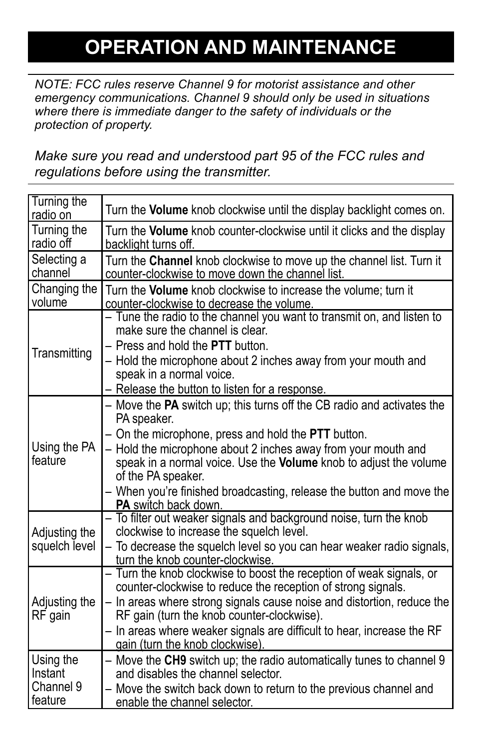# OPERATION AND MAINTENANCE

*NOTE: FCC rules reserve Channel 9 for motorist assistance and other emergency communications. Channel 9 should only be used in situations where there is immediate danger to the safety of individuals or the protection of property.*

*Make sure you read and understood part 95 of the FCC rules and regulations before using the transmitter.*

| | |
|---|---|
| Turning the radio on | Turn the **Volume** knob clockwise until the display backlight comes on. |
| Turning the radio off | Turn the **Volume** knob counter-clockwise until it clicks and the display backlight turns off. |
| Selecting a channel | Turn the **Channel** knob clockwise to move up the channel list. Turn it counter-clockwise to move down the channel list. |
| Changing the volume | Turn the **Volume** knob clockwise to increase the volume; turn it counter-clockwise to decrease the volume. |
| Transmitting | – Tune the radio to the channel you want to transmit on, and listen to make sure the channel is clear.<br>– Press and hold the **PTT** button.<br>– Hold the microphone about 2 inches away from your mouth and speak in a normal voice.<br>– Release the button to listen for a response. |
| Using the PA feature | – Move the **PA** switch up; this turns off the CB radio and activates the PA speaker.<br>– On the microphone, press and hold the **PTT** button.<br>– Hold the microphone about 2 inches away from your mouth and speak in a normal voice. Use the **Volume** knob to adjust the volume of the PA speaker.<br>– When you're finished broadcasting, release the button and move the **PA** switch back down. |
| Adjusting the squelch level | – To filter out weaker signals and background noise, turn the knob clockwise to increase the squelch level.<br>– To decrease the squelch level so you can hear weaker radio signals, turn the knob counter-clockwise. |
| Adjusting the RF gain | – Turn the knob clockwise to boost the reception of weak signals, or counter-clockwise to reduce the reception of strong signals.<br>– In areas where strong signals cause noise and distortion, reduce the RF gain (turn the knob counter-clockwise).<br>– In areas where weaker signals are difficult to hear, increase the RF gain (turn the knob clockwise). |
| Using the Instant Channel 9 feature | – Move the **CH9** switch up; the radio automatically tunes to channel 9 and disables the channel selector.<br>– Move the switch back down to return to the previous channel and enable the channel selector. |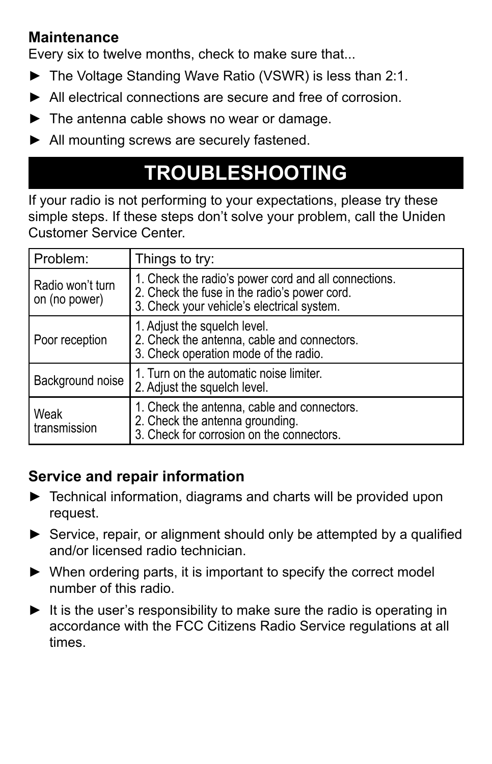### Maintenance

Every six to twelve months, check to make sure that...

- ► The Voltage Standing Wave Ratio (VSWR) is less than 2:1.
- ► All electrical connections are secure and free of corrosion.
- ► The antenna cable shows no wear or damage.
- ► All mounting screws are securely fastened.

# TROUBLESHOOTING

If your radio is not performing to your expectations, please try these simple steps. If these steps don't solve your problem, call the Uniden Customer Service Center.

| Problem: | Things to try: |
| --- | --- |
| Radio won't turn on (no power) | 1. Check the radio's power cord and all connections.<br>2. Check the fuse in the radio's power cord.<br>3. Check your vehicle's electrical system. |
| Poor reception | 1. Adjust the squelch level.<br>2. Check the antenna, cable and connectors.<br>3. Check operation mode of the radio. |
| Background noise | 1. Turn on the automatic noise limiter.<br>2. Adjust the squelch level. |
| Weak transmission | 1. Check the antenna, cable and connectors.<br>2. Check the antenna grounding.<br>3. Check for corrosion on the connectors. |

### Service and repair information

- ► Technical information, diagrams and charts will be provided upon request.
- ► Service, repair, or alignment should only be attempted by a qualified and/or licensed radio technician.
- ► When ordering parts, it is important to specify the correct model number of this radio.
- ► It is the user's responsibility to make sure the radio is operating in accordance with the FCC Citizens Radio Service regulations at all times.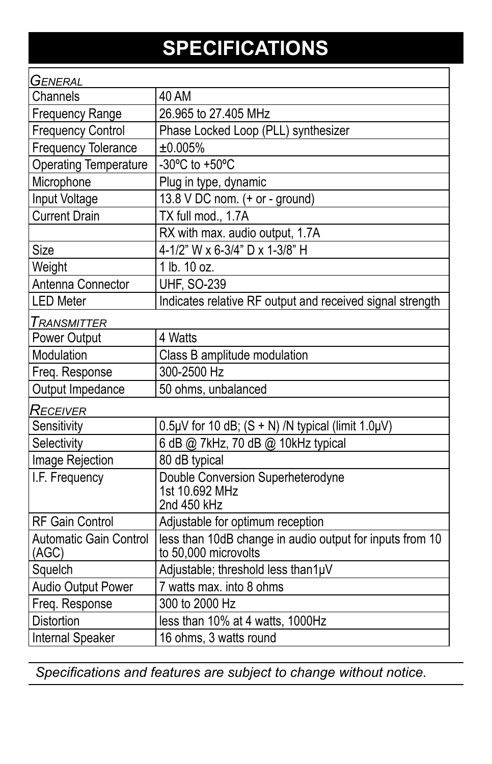# SPECIFICATIONS

| *General* | |
|---|---|
| Channels | 40 AM |
| Frequency Range | 26.965 to 27.405 MHz |
| Frequency Control | Phase Locked Loop (PLL) synthesizer |
| Frequency Tolerance | ±0.005% |
| Operating Temperature | -30ºC to +50ºC |
| Microphone | Plug in type, dynamic |
| Input Voltage | 13.8 V DC nom. (+ or - ground) |
| Current Drain | TX full mod., 1.7A |
| | RX with max. audio output, 1.7A |
| Size | 4-1/2” W x 6-3/4” D x 1-3/8” H |
| Weight | 1 lb. 10 oz. |
| Antenna Connector | UHF, SO-239 |
| LED Meter | Indicates relative RF output and received signal strength |
| *Transmitter* | |
| Power Output | 4 Watts |
| Modulation | Class B amplitude modulation |
| Freq. Response | 300-2500 Hz |
| Output Impedance | 50 ohms, unbalanced |
| *Receiver* | |
| Sensitivity | 0.5μV for 10 dB; (S + N) /N typical (limit 1.0μV) |
| Selectivity | 6 dB @ 7kHz, 70 dB @ 10kHz typical |
| Image Rejection | 80 dB typical |
| I.F. Frequency | Double Conversion Superheterodyne<br>1st 10.692 MHz<br>2nd 450 kHz |
| RF Gain Control | Adjustable for optimum reception |
| Automatic Gain Control (AGC) | less than 10dB change in audio output for inputs from 10 to 50,000 microvolts |
| Squelch | Adjustable; threshold less than1μV |
| Audio Output Power | 7 watts max. into 8 ohms |
| Freq. Response | 300 to 2000 Hz |
| Distortion | less than 10% at 4 watts, 1000Hz |
| Internal Speaker | 16 ohms, 3 watts round |

*Specifications and features are subject to change without notice.*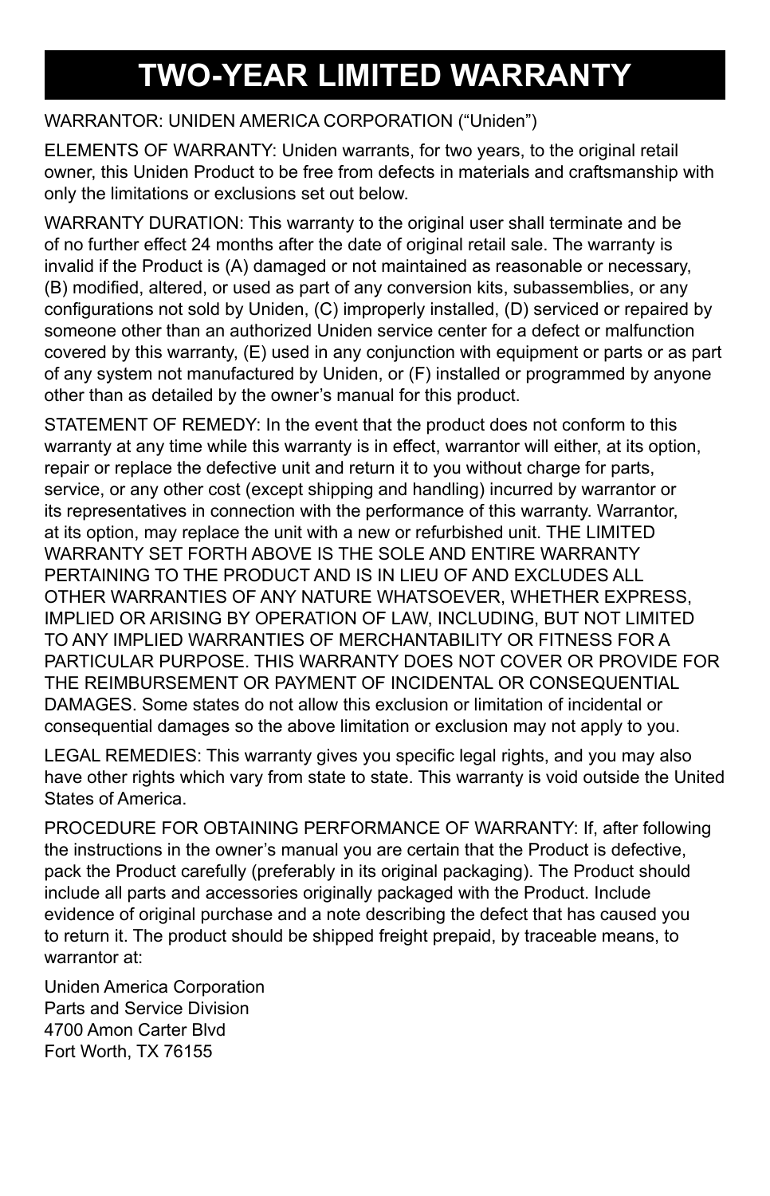# TWO-YEAR LIMITED WARRANTY

WARRANTOR: UNIDEN AMERICA CORPORATION (“Uniden”)

ELEMENTS OF WARRANTY: Uniden warrants, for two years, to the original retail owner, this Uniden Product to be free from defects in materials and craftsmanship with only the limitations or exclusions set out below.

WARRANTY DURATION: This warranty to the original user shall terminate and be of no further effect 24 months after the date of original retail sale. The warranty is invalid if the Product is (A) damaged or not maintained as reasonable or necessary, (B) modified, altered, or used as part of any conversion kits, subassemblies, or any configurations not sold by Uniden, (C) improperly installed, (D) serviced or repaired by someone other than an authorized Uniden service center for a defect or malfunction covered by this warranty, (E) used in any conjunction with equipment or parts or as part of any system not manufactured by Uniden, or (F) installed or programmed by anyone other than as detailed by the owner’s manual for this product.

STATEMENT OF REMEDY: In the event that the product does not conform to this warranty at any time while this warranty is in effect, warrantor will either, at its option, repair or replace the defective unit and return it to you without charge for parts, service, or any other cost (except shipping and handling) incurred by warrantor or its representatives in connection with the performance of this warranty. Warrantor, at its option, may replace the unit with a new or refurbished unit. THE LIMITED WARRANTY SET FORTH ABOVE IS THE SOLE AND ENTIRE WARRANTY PERTAINING TO THE PRODUCT AND IS IN LIEU OF AND EXCLUDES ALL OTHER WARRANTIES OF ANY NATURE WHATSOEVER, WHETHER EXPRESS, IMPLIED OR ARISING BY OPERATION OF LAW, INCLUDING, BUT NOT LIMITED TO ANY IMPLIED WARRANTIES OF MERCHANTABILITY OR FITNESS FOR A PARTICULAR PURPOSE. THIS WARRANTY DOES NOT COVER OR PROVIDE FOR THE REIMBURSEMENT OR PAYMENT OF INCIDENTAL OR CONSEQUENTIAL DAMAGES. Some states do not allow this exclusion or limitation of incidental or consequential damages so the above limitation or exclusion may not apply to you.

LEGAL REMEDIES: This warranty gives you specific legal rights, and you may also have other rights which vary from state to state. This warranty is void outside the United States of America.

PROCEDURE FOR OBTAINING PERFORMANCE OF WARRANTY: If, after following the instructions in the owner’s manual you are certain that the Product is defective, pack the Product carefully (preferably in its original packaging). The Product should include all parts and accessories originally packaged with the Product. Include evidence of original purchase and a note describing the defect that has caused you to return it. The product should be shipped freight prepaid, by traceable means, to warrantor at:

Uniden America Corporation  
Parts and Service Division  
4700 Amon Carter Blvd  
Fort Worth, TX 76155